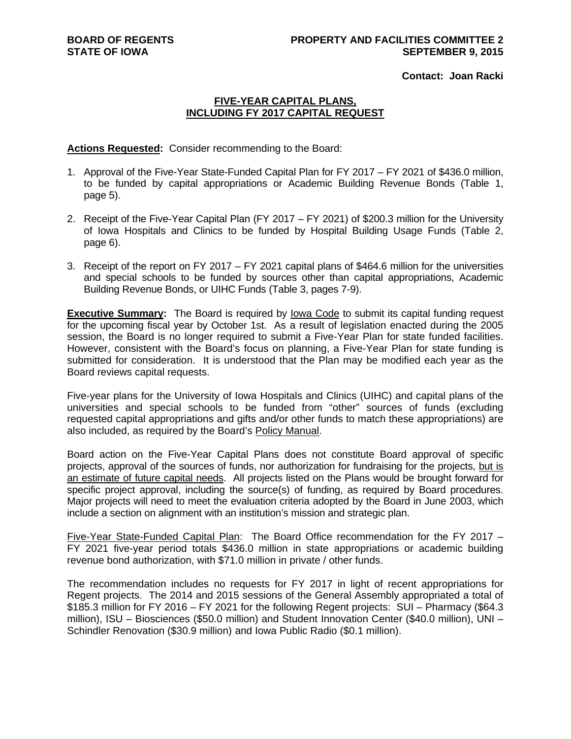**BOARD OF REGENTS**
**STATE OF IOWA**

**PROPERTY AND FACILITIES COMMITTEE 2**
**SEPTEMBER 9, 2015**

**Contact: Joan Racki**

## FIVE-YEAR CAPITAL PLANS, INCLUDING FY 2017 CAPITAL REQUEST

**Actions Requested:** Consider recommending to the Board:

1. Approval of the Five-Year State-Funded Capital Plan for FY 2017 – FY 2021 of $436.0 million, to be funded by capital appropriations or Academic Building Revenue Bonds (Table 1, page 5).

2. Receipt of the Five-Year Capital Plan (FY 2017 – FY 2021) of $200.3 million for the University of Iowa Hospitals and Clinics to be funded by Hospital Building Usage Funds (Table 2, page 6).

3. Receipt of the report on FY 2017 – FY 2021 capital plans of $464.6 million for the universities and special schools to be funded by sources other than capital appropriations, Academic Building Revenue Bonds, or UIHC Funds (Table 3, pages 7-9).

**Executive Summary:** The Board is required by Iowa Code to submit its capital funding request for the upcoming fiscal year by October 1st. As a result of legislation enacted during the 2005 session, the Board is no longer required to submit a Five-Year Plan for state funded facilities. However, consistent with the Board's focus on planning, a Five-Year Plan for state funding is submitted for consideration. It is understood that the Plan may be modified each year as the Board reviews capital requests.

Five-year plans for the University of Iowa Hospitals and Clinics (UIHC) and capital plans of the universities and special schools to be funded from "other" sources of funds (excluding requested capital appropriations and gifts and/or other funds to match these appropriations) are also included, as required by the Board's Policy Manual.

Board action on the Five-Year Capital Plans does not constitute Board approval of specific projects, approval of the sources of funds, nor authorization for fundraising for the projects, but is an estimate of future capital needs. All projects listed on the Plans would be brought forward for specific project approval, including the source(s) of funding, as required by Board procedures. Major projects will need to meet the evaluation criteria adopted by the Board in June 2003, which include a section on alignment with an institution's mission and strategic plan.

Five-Year State-Funded Capital Plan: The Board Office recommendation for the FY 2017 – FY 2021 five-year period totals $436.0 million in state appropriations or academic building revenue bond authorization, with $71.0 million in private / other funds.

The recommendation includes no requests for FY 2017 in light of recent appropriations for Regent projects. The 2014 and 2015 sessions of the General Assembly appropriated a total of $185.3 million for FY 2016 – FY 2021 for the following Regent projects: SUI – Pharmacy ($64.3 million), ISU – Biosciences ($50.0 million) and Student Innovation Center ($40.0 million), UNI – Schindler Renovation ($30.9 million) and Iowa Public Radio ($0.1 million).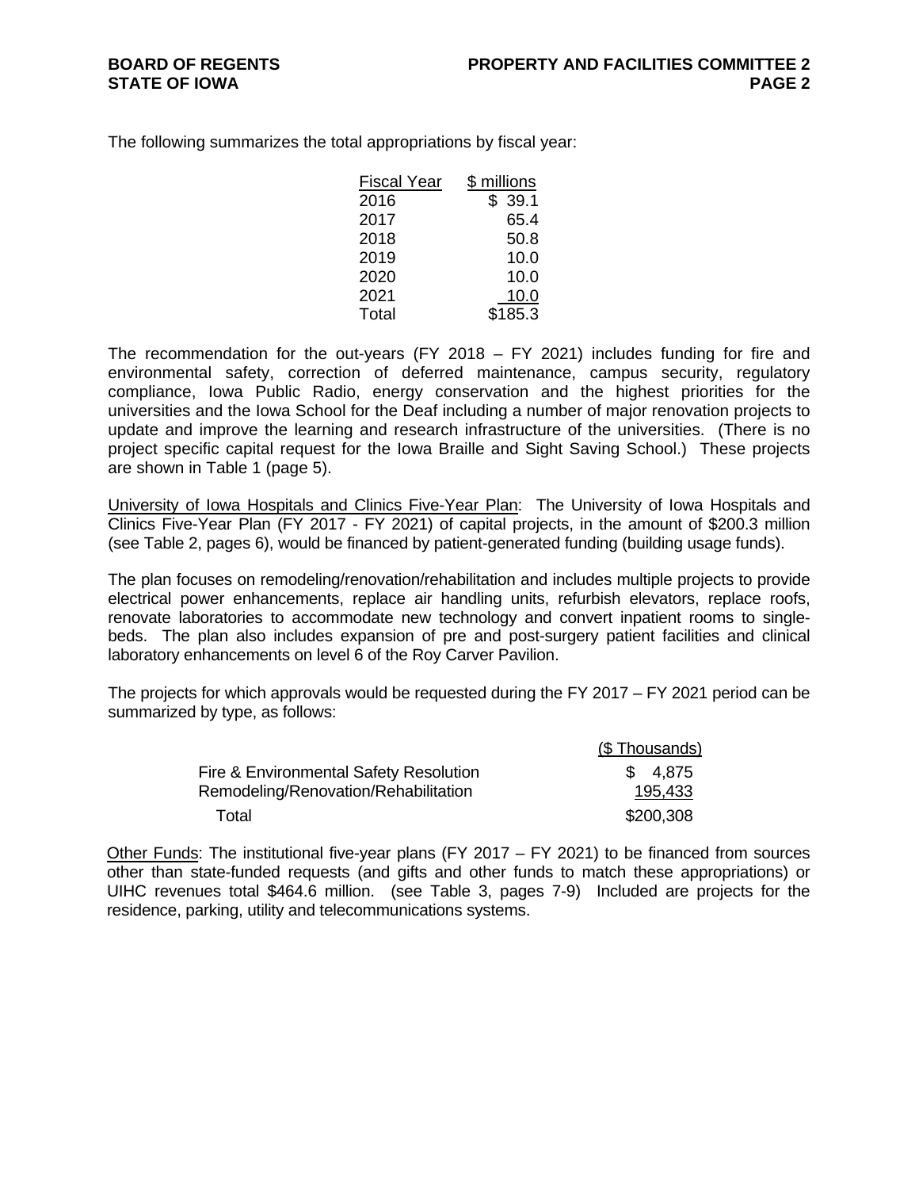The following summarizes the total appropriations by fiscal year:

| Fiscal Year | \$ millions |
|---|---|
| 2016 | \$ 39.1 |
| 2017 | 65.4 |
| 2018 | 50.8 |
| 2019 | 10.0 |
| 2020 | 10.0 |
| 2021 | 10.0 |
| Total | \$185.3 |

The recommendation for the out-years (FY 2018 – FY 2021) includes funding for fire and environmental safety, correction of deferred maintenance, campus security, regulatory compliance, Iowa Public Radio, energy conservation and the highest priorities for the universities and the Iowa School for the Deaf including a number of major renovation projects to update and improve the learning and research infrastructure of the universities. (There is no project specific capital request for the Iowa Braille and Sight Saving School.) These projects are shown in Table 1 (page 5).

University of Iowa Hospitals and Clinics Five-Year Plan: The University of Iowa Hospitals and Clinics Five-Year Plan (FY 2017 - FY 2021) of capital projects, in the amount of \$200.3 million (see Table 2, pages 6), would be financed by patient-generated funding (building usage funds).

The plan focuses on remodeling/renovation/rehabilitation and includes multiple projects to provide electrical power enhancements, replace air handling units, refurbish elevators, replace roofs, renovate laboratories to accommodate new technology and convert inpatient rooms to single-beds. The plan also includes expansion of pre and post-surgery patient facilities and clinical laboratory enhancements on level 6 of the Roy Carver Pavilion.

The projects for which approvals would be requested during the FY 2017 – FY 2021 period can be summarized by type, as follows:

| | (\$ Thousands) |
|---|---|
| Fire & Environmental Safety Resolution | \$ 4,875 |
| Remodeling/Renovation/Rehabilitation | 195,433 |
| Total | \$200,308 |

Other Funds: The institutional five-year plans (FY 2017 – FY 2021) to be financed from sources other than state-funded requests (and gifts and other funds to match these appropriations) or UIHC revenues total \$464.6 million. (see Table 3, pages 7-9) Included are projects for the residence, parking, utility and telecommunications systems.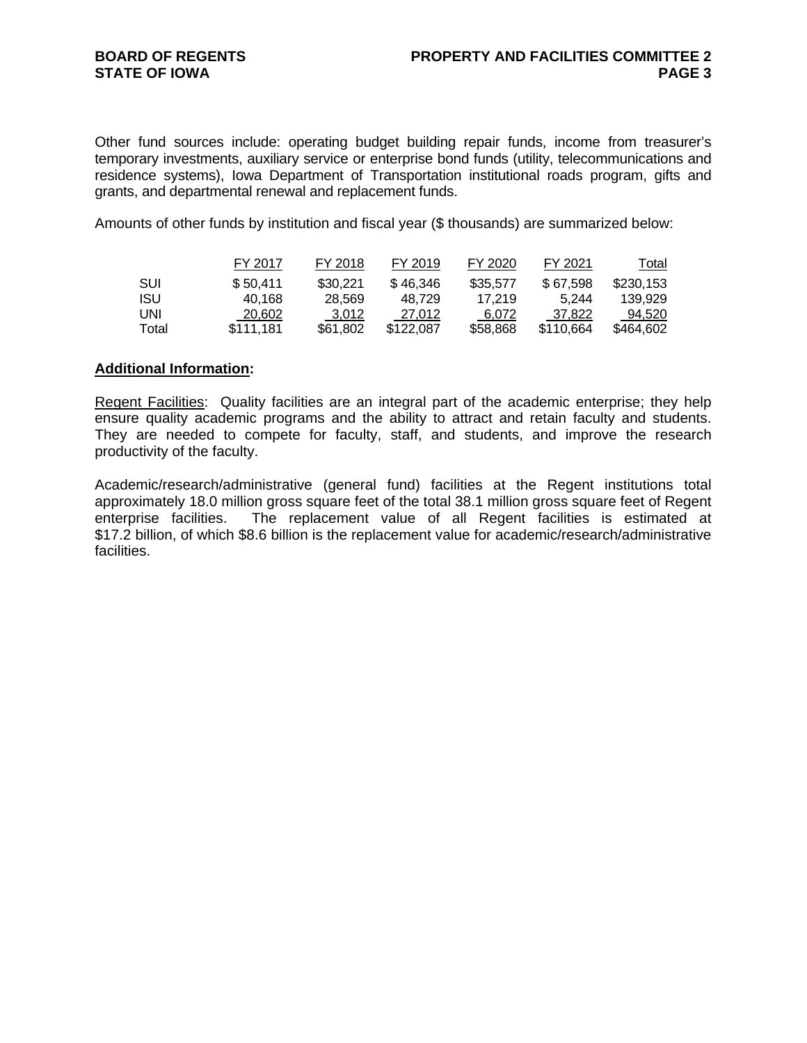Other fund sources include: operating budget building repair funds, income from treasurer's temporary investments, auxiliary service or enterprise bond funds (utility, telecommunications and residence systems), Iowa Department of Transportation institutional roads program, gifts and grants, and departmental renewal and replacement funds.

Amounts of other funds by institution and fiscal year ($ thousands) are summarized below:

| | FY 2017 | FY 2018 | FY 2019 | FY 2020 | FY 2021 | Total |
|---|---|---|---|---|---|---|
| SUI | $ 50,411 | $30,221 | $ 46,346 | $35,577 | $ 67,598 | $230,153 |
| ISU | 40,168 | 28,569 | 48,729 | 17,219 | 5,244 | 139,929 |
| UNI | 20,602 | 3,012 | 27,012 | 6,072 | 37,822 | 94,520 |
| Total | $111,181 | $61,802 | $122,087 | $58,868 | $110,664 | $464,602 |

**Additional Information:**

Regent Facilities: Quality facilities are an integral part of the academic enterprise; they help ensure quality academic programs and the ability to attract and retain faculty and students. They are needed to compete for faculty, staff, and students, and improve the research productivity of the faculty.

Academic/research/administrative (general fund) facilities at the Regent institutions total approximately 18.0 million gross square feet of the total 38.1 million gross square feet of Regent enterprise facilities. The replacement value of all Regent facilities is estimated at $17.2 billion, of which $8.6 billion is the replacement value for academic/research/administrative facilities.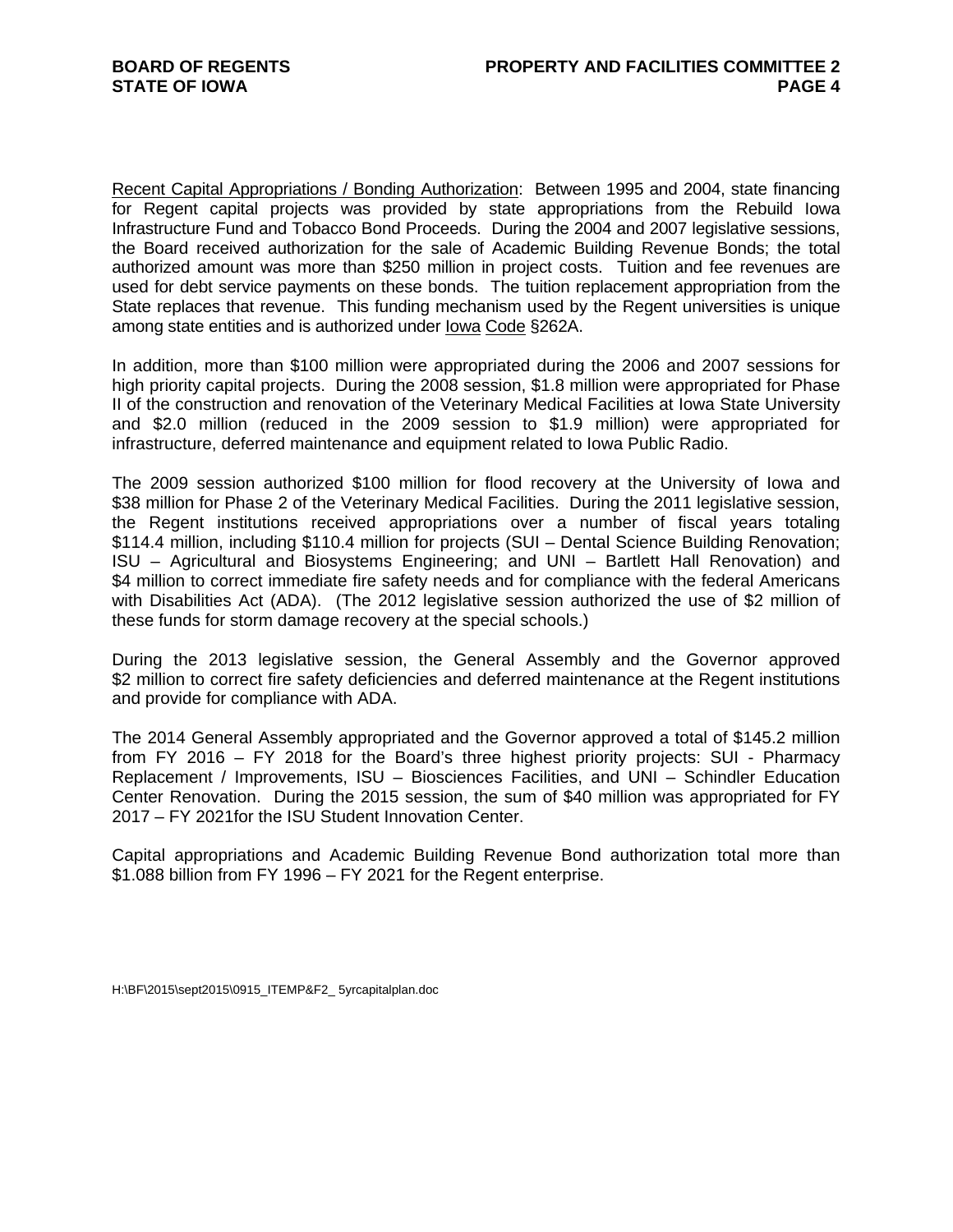Recent Capital Appropriations / Bonding Authorization: Between 1995 and 2004, state financing for Regent capital projects was provided by state appropriations from the Rebuild Iowa Infrastructure Fund and Tobacco Bond Proceeds. During the 2004 and 2007 legislative sessions, the Board received authorization for the sale of Academic Building Revenue Bonds; the total authorized amount was more than $250 million in project costs. Tuition and fee revenues are used for debt service payments on these bonds. The tuition replacement appropriation from the State replaces that revenue. This funding mechanism used by the Regent universities is unique among state entities and is authorized under Iowa Code §262A.

In addition, more than $100 million were appropriated during the 2006 and 2007 sessions for high priority capital projects. During the 2008 session, $1.8 million were appropriated for Phase II of the construction and renovation of the Veterinary Medical Facilities at Iowa State University and $2.0 million (reduced in the 2009 session to $1.9 million) were appropriated for infrastructure, deferred maintenance and equipment related to Iowa Public Radio.

The 2009 session authorized $100 million for flood recovery at the University of Iowa and $38 million for Phase 2 of the Veterinary Medical Facilities. During the 2011 legislative session, the Regent institutions received appropriations over a number of fiscal years totaling $114.4 million, including $110.4 million for projects (SUI – Dental Science Building Renovation; ISU – Agricultural and Biosystems Engineering; and UNI – Bartlett Hall Renovation) and $4 million to correct immediate fire safety needs and for compliance with the federal Americans with Disabilities Act (ADA). (The 2012 legislative session authorized the use of $2 million of these funds for storm damage recovery at the special schools.)

During the 2013 legislative session, the General Assembly and the Governor approved $2 million to correct fire safety deficiencies and deferred maintenance at the Regent institutions and provide for compliance with ADA.

The 2014 General Assembly appropriated and the Governor approved a total of $145.2 million from FY 2016 – FY 2018 for the Board's three highest priority projects: SUI - Pharmacy Replacement / Improvements, ISU – Biosciences Facilities, and UNI – Schindler Education Center Renovation. During the 2015 session, the sum of $40 million was appropriated for FY 2017 – FY 2021for the ISU Student Innovation Center.

Capital appropriations and Academic Building Revenue Bond authorization total more than $1.088 billion from FY 1996 – FY 2021 for the Regent enterprise.

H:\BF\2015\sept2015\0915_ITEMP&F2_ 5yrcapitalplan.doc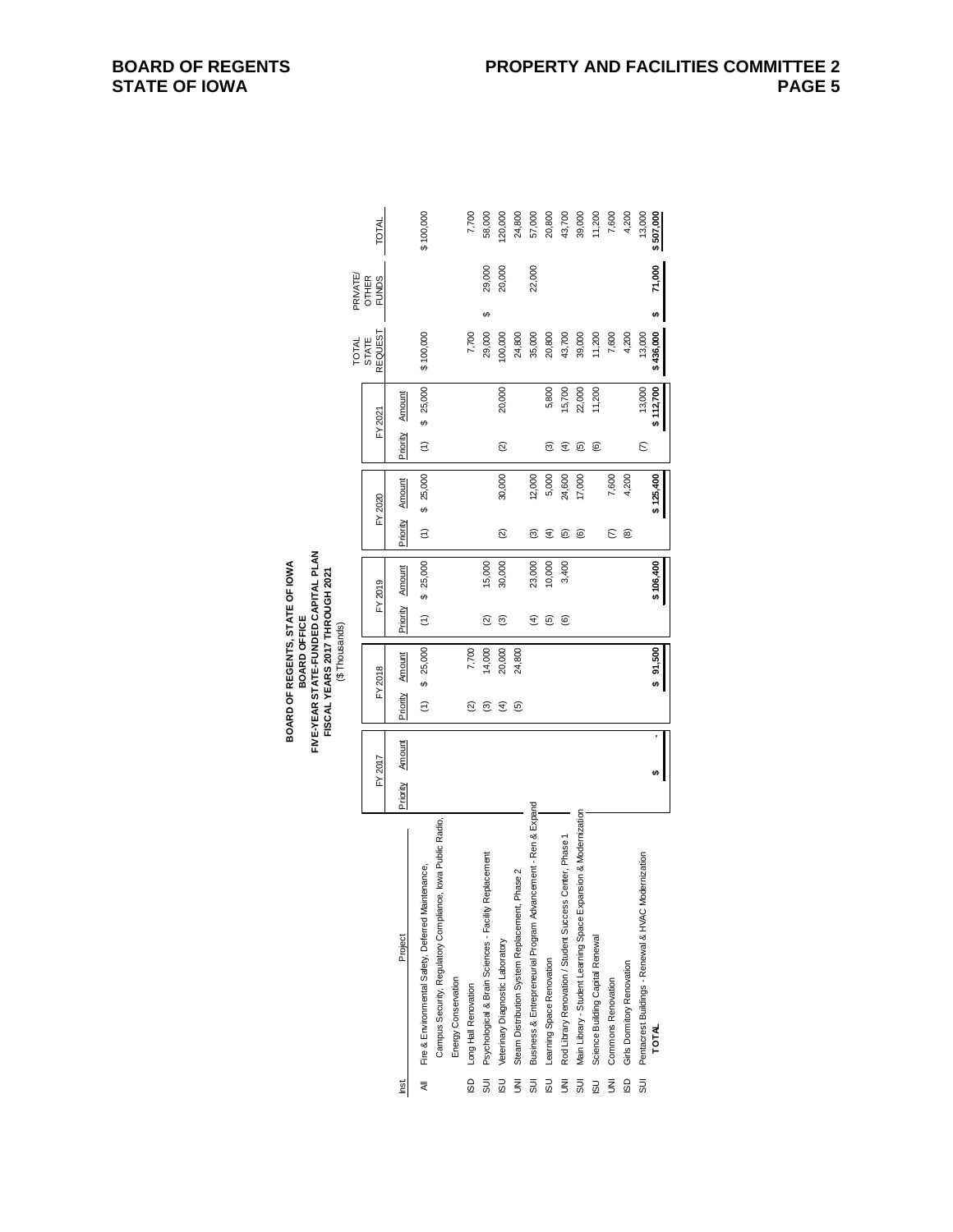**BOARD OF REGENTS, STATE OF IOWA**
**BOARD OFFICE**
**FIVE-YEAR STATE-FUNDED CAPITAL PLAN**
**FISCAL YEARS 2017 THROUGH 2021**
($ Thousands)

| Inst. | Project | FY 2017 Priority | FY 2017 Amount | FY 2018 Priority | FY 2018 Amount | FY 2019 Priority | FY 2019 Amount | FY 2020 Priority | FY 2020 Amount | FY 2021 Priority | FY 2021 Amount | TOTAL STATE REQUEST | PRIVATE/ OTHER FUNDS | TOTAL |
|---|---|---|---|---|---|---|---|---|---|---|---|---|---|---|
| All | Fire & Environmental Safety, Deferred Maintenance, Campus Security, Regulatory Compliance, Iowa Public Radio, Energy Conservation | | | (1) | $ 25,000 | (1) | $ 25,000 | (1) | $ 25,000 | (1) | $ 25,000 | $ 100,000 | | $ 100,000 |
| ISD | Long Hall Renovation | | | (2) | 7,700 | | | | | | | 7,700 | | 7,700 |
| SUI | Psychological & Brain Sciences - Facility Replacement | | | (3) | 14,000 | (2) | 15,000 | | | | | 29,000 | $ 29,000 | 58,000 |
| ISU | Veterinary Diagnostic Laboratory | | | (4) | 20,000 | (3) | 30,000 | (2) | 30,000 | (2) | 20,000 | 100,000 | 20,000 | 120,000 |
| UNI | Steam Distribution System Replacement, Phase 2 | | | (5) | 24,800 | | | | | | | 24,800 | | 24,800 |
| SUI | Business & Entrepreneurial Program Advancement - Ren & Expand | | | | | (4) | 23,000 | (3) | 12,000 | | | 35,000 | 22,000 | 57,000 |
| ISU | Learning Space Renovation | | | | | (5) | 10,000 | (4) | 5,000 | (3) | 5,800 | 20,800 | | 20,800 |
| UNI | Rod Library Renovation / Student Success Center, Phase 1 | | | | | (6) | 3,400 | (5) | 24,600 | (4) | 15,700 | 43,700 | | 43,700 |
| SUI | Main Library - Student Learning Space Expansion & Modernization | | | | | | | (6) | 17,000 | (5) | 22,000 | 39,000 | | 39,000 |
| ISU | Science Building Capital Renewal | | | | | | | | | (6) | 11,200 | 11,200 | | 11,200 |
| UNI | Commons Renovation | | | | | | | (7) | 7,600 | | | 7,600 | | 7,600 |
| ISD | Girls Dormitory Renovation | | | | | | | (8) | 4,200 | | | 4,200 | | 4,200 |
| SUI | Pentacrest Buildings - Renewal & HVAC Modernization | | | | | | | | | (7) | 13,000 | 13,000 | | 13,000 |
| | **TOTAL** | | **$ -** | | **$ 91,500** | | **$ 106,400** | | **$ 125,400** | | **$ 112,700** | **$ 436,000** | **$ 71,000** | **$ 507,000** |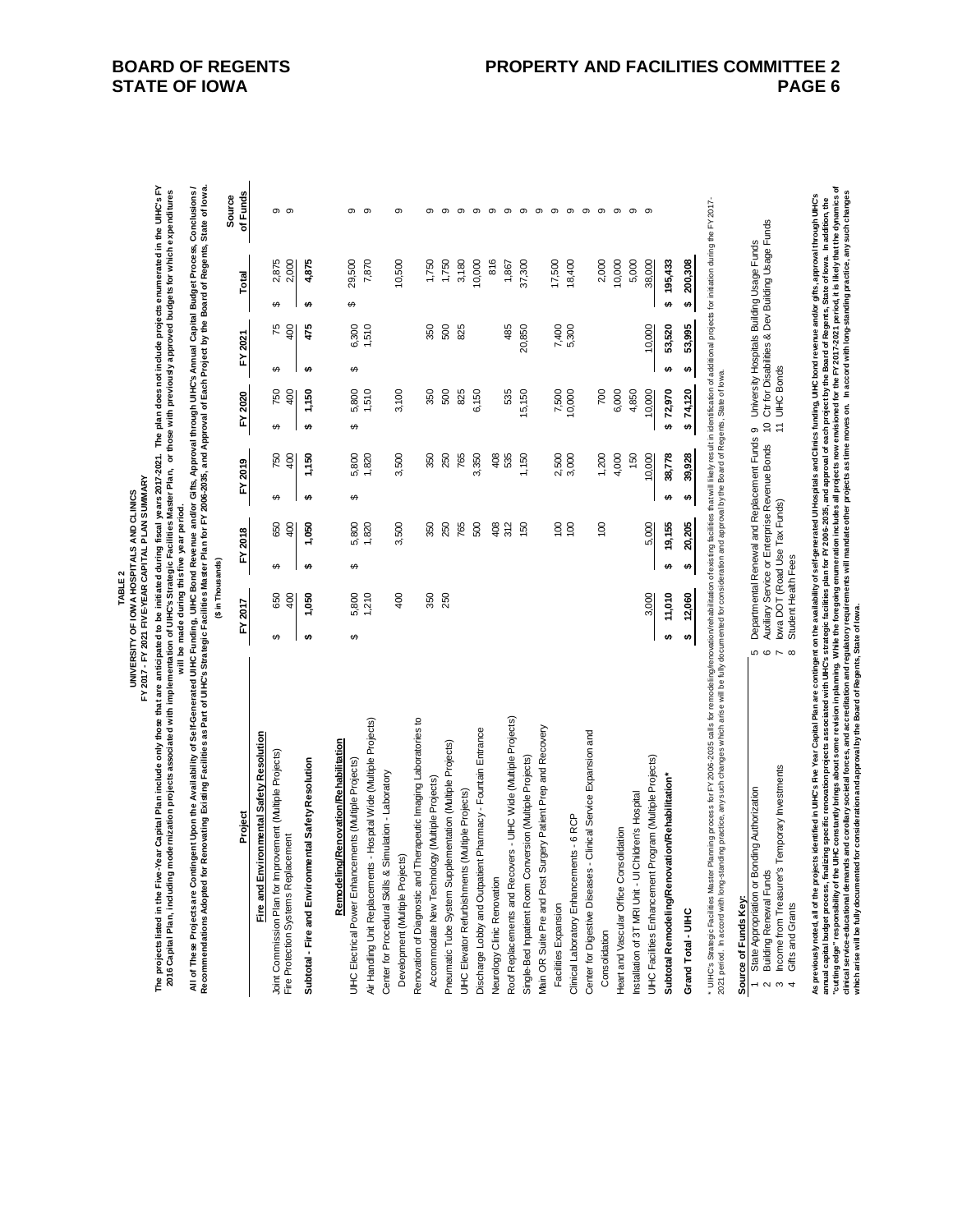**TABLE 2**
**UNIVERSITY OF IOWA HOSPITALS AND CLINICS**
**FY 2017 - FY 2021 FIVE-YEAR CAPITAL PLAN SUMMARY**

**The projects listed in the Five-Year Capital Plan include only those that are anticipated to be initiated during fiscal years 2017-2021. The plan does not include projects enumerated in the UIHC's FY 2016 Capital Plan, including modernization projects associated with implementation of UIHC's Strategic Facilities Master Plan, or those with previously approved budgets for which expenditures will be made during this five year period.**

**All of These Projects are Contingent Upon the Availability of Self-Generated UIHC Funding, UIHC Bond Revenue and/or Gifts, Approval through UIHC's Annual Capital Budget Process, Conclusions / Recommendations Adopted for Renovating Existing Facilities as Part of UIHC's Strategic Facilities Master Plan for FY 2006-2035, and Approval of Each Project by the Board of Regents, State of Iowa.**

($ in Thousands)

| Project | FY 2017 | FY 2018 | FY 2019 | FY 2020 | FY 2021 | Total | Source of Funds |
|---|---|---|---|---|---|---|---|
| **Fire and Environmental Safety Resolution** | | | | | | | |
| Joint Commission Plan for Improvement (Multiple Projects) | $ 650 | $ 650 | $ 750 | $ 750 | $ 75 | $ 2,875 | 9 |
| Fire Protection Systems Replacement | 400 | 400 | 400 | 400 | 400 | 2,000 | 9 |
| **Subtotal - Fire and Environmental Safety Resolution** | **$ 1,050** | **$ 1,050** | **$ 1,150** | **$ 1,150** | **$ 475** | **$ 4,875** | |
| **Remodeling/Renovation/Rehabilitation** | | | | | | | |
| UIHC Electrical Power Enhancements (Multiple Projects) | $ 5,800 | $ 5,800 | $ 5,800 | $ 5,800 | $ 6,300 | $ 29,500 | 9 |
| Air Handling Unit Replacements - Hospital Wide (Multiple Projects) | 1,210 | 1,820 | 1,820 | 1,510 | 1,510 | 7,870 | 9 |
| Center for Procedural Skills & Simulation - Laboratory Development (Multiple Projects) | 400 | 3,500 | 3,500 | 3,100 | | 10,500 | 9 |
| Renovation of Diagnostic and Therapeutic Imaging Laboratories to Accommodate New Technology (Multiple Projects) | 350 | 350 | 350 | 350 | 350 | 1,750 | 9 |
| Pneumatic Tube System Supplementation (Multiple Projects) | 250 | 250 | 250 | 500 | 500 | 1,750 | 9 |
| UIHC Elevator Refurbishments (Multiple Projects) | | 765 | 765 | 825 | 825 | 3,180 | 9 |
| Discharge Lobby and Outpatient Pharmacy - Fountain Entrance | | 500 | 3,350 | 6,150 | | 10,000 | 9 |
| Neurology Clinic Renovation | | 408 | 408 | | | 816 | 9 |
| Roof Replacements and Recovers - UIHC Wide (Multiple Projects) | | 312 | 535 | 535 | 485 | 1,867 | 9 |
| Single-Bed Inpatient Room Conversion (Multiple Projects) | | 150 | 1,150 | 15,150 | 20,850 | 37,300 | 9 |
| Main OR Suite Pre and Post Surgery Patient Prep and Recovery Facilities Expansion | | 100 | 2,500 | 7,500 | 7,400 | 17,500 | 9 |
| Clinical Laboratory Enhancements - 6 RCP | | 100 | 3,000 | 10,000 | 5,300 | 18,400 | 9 |
| Center for Digestive Diseases - Clinical Service Expansion and Consolidation | | 100 | 1,200 | 700 | | 2,000 | 9 |
| Heart and Vascular Office Consolidation | | | 4,000 | 6,000 | | 10,000 | 9 |
| Installation of 3T MRI Unit - UI Children's Hospital | | | 150 | 4,850 | | 5,000 | 9 |
| UIHC Facilities Enhancement Program (Multiple Projects) | 3,000 | 5,000 | 10,000 | 10,000 | 10,000 | 38,000 | 9 |
| **Subtotal Remodeling/Renovation/Rehabilitation*** | **$ 11,010** | **$ 19,155** | **$ 38,778** | **$ 72,970** | **$ 53,520** | **$ 195,433** | |
| **Grand Total - UIHC** | **$ 12,060** | **$ 20,205** | **$ 39,928** | **$ 74,120** | **$ 53,995** | **$ 200,308** | |

\* UIHC's Strategic Facilities Master Planning process for FY 2006-2035 calls for remodeling/renovation/rehabilitation of existing facilities that will likely result in identification of additional projects for initiation during the FY 2017-2021 period. In accord with long-standing practice, any such changes which arise will be fully documented for consideration and approval by the Board of Regents, State of Iowa.

**Source of Funds Key:**

1. State Appropriation or Bonding Authorization
2. Building Renewal Funds
3. Income from Treasurer's Temporary Investments
4. Gifts and Grants
5. Departmental Renewal and Replacement Funds
6. Auxiliary Service or Enterprise Revenue Bonds
7. Iowa DOT (Road Use Tax Funds)
8. Student Health Fees
9. University Hospitals Building Usage Funds
10. Ctr for Disabilities & Dev Building Usage Funds
11. UIHC Bonds

**As previously noted, all of the projects identified in UIHC's Five Year Capital Plan are contingent on the availability of self-generated UI Hospitals and Clinics funding, UIHC bond revenue and/or gifts, approval through UIHC's annual capital budget process, finalizing specific renovation projects associated with UIHC's strategic facilities plan for FY 2006-2035, and approval of each project by the Board of Regents, State of Iowa. In addition, the "cutting edge" responsibility of the UIHC constantly brings about some revision in planning. While the foregoing enumeration includes all projects now envisioned for the FY 2017-2021 period, it is likely that the dynamics of clinical service-educational demands and corollary societal forces, and accreditation and regulatory requirements will mandate other projects as time moves on. In accord with long-standing practice, any such changes which arise will be fully documented for consideration and approval by the Board of Regents, State of Iowa.**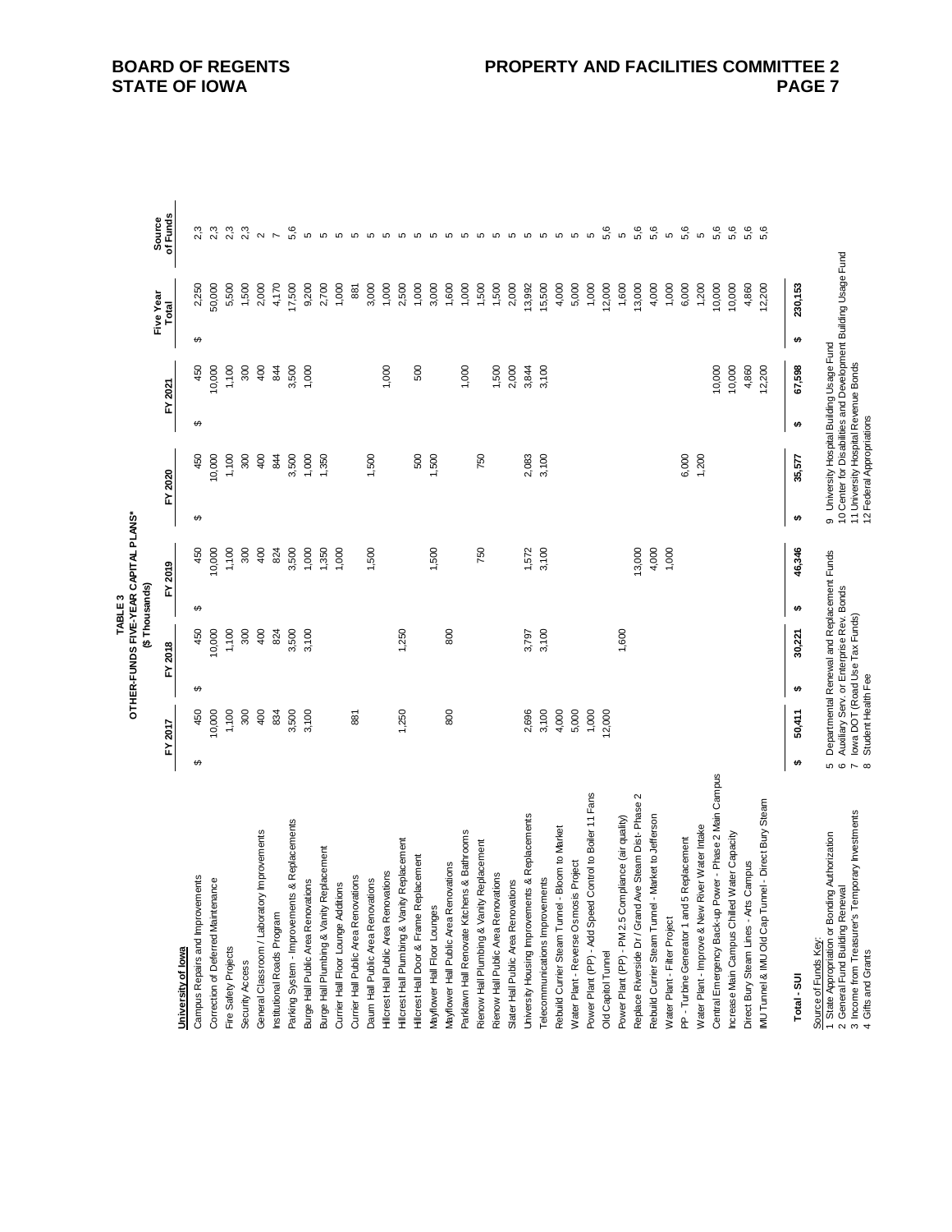**TABLE 3**
**OTHER-FUNDS FIVE-YEAR CAPITAL PLANS***
**($ Thousands)**

| University of Iowa | FY 2017 | FY 2018 | FY 2019 | FY 2020 | FY 2021 | Five Year Total | Source of Funds |
|---|---|---|---|---|---|---|---|
| Campus Repairs and Improvements | $ 450 | $ 450 | $ 450 | $ 450 | $ 450 | $ 2,250 | 2,3 |
| Correction of Deferred Maintenance | 10,000 | 10,000 | 10,000 | 10,000 | 10,000 | 50,000 | 2,3 |
| Fire Safety Projects | 1,100 | 1,100 | 1,100 | 1,100 | 1,100 | 5,500 | 2,3 |
| Security Access | 300 | 300 | 300 | 300 | 300 | 1,500 | 2,3 |
| General Classroom / Laboratory Improvements | 400 | 400 | 400 | 400 | 400 | 2,000 | 2 |
| Institutional Roads Program | 834 | 824 | 824 | 844 | 844 | 4,170 | 7 |
| Parking System - Improvements & Replacements | 3,500 | 3,500 | 3,500 | 3,500 | 3,500 | 17,500 | 5,6 |
| Burge Hall Public Area Renovations | 3,100 | 3,100 | 1,000 | 1,000 | 1,000 | 9,200 | 5 |
| Burge Hall Plumbing & Vanity Replacement | | | 1,350 | 1,350 | | 2,700 | 5 |
| Currier Hall Floor Lounge Additions | | | 1,000 | | | 1,000 | 5 |
| Currier Hall Public Area Renovations | 881 | | | | | 881 | 5 |
| Daum Hall Public Area Renovations | | | 1,500 | 1,500 | | 3,000 | 5 |
| Hillcrest Hall Public Area Renovations | | | | | 1,000 | 1,000 | 5 |
| Hillcrest Hall Plumbing & Vanity Replacement | 1,250 | 1,250 | | | | 2,500 | 5 |
| Hillcrest Hall Door & Frame Replacement | | | | 500 | 500 | 1,000 | 5 |
| Mayflower Hall Floor Lounges | | | 1,500 | 1,500 | | 3,000 | 5 |
| Mayflower Hall Public Area Renovations | 800 | 800 | | | | 1,600 | 5 |
| Parklawn Hall Renovate Kitchens & Bathrooms | | | | | 1,000 | 1,000 | 5 |
| Rienow Hall Plumbing & Vanity Replacement | | | 750 | 750 | | 1,500 | 5 |
| Rienow Hall Public Area Renovations | | | | | 1,500 | 1,500 | 5 |
| Slater Hall Public Area Renovations | | | | | 2,000 | 2,000 | 5 |
| University Housing Improvements & Replacements | 2,696 | 3,797 | 1,572 | 2,083 | 3,844 | 13,992 | 5 |
| Telecommunications Improvements | 3,100 | 3,100 | 3,100 | 3,100 | 3,100 | 15,500 | 5 |
| Rebuild Currier Steam Tunnel - Bloom to Market | 4,000 | | | | | 4,000 | 5 |
| Water Plant - Reverse Osmosis Project | 5,000 | | | | | 5,000 | 5 |
| Power Plant (PP) - Add Speed Control to Boiler 11 Fans | 1,000 | | | | | 1,000 | 5 |
| Old Capitol Tunnel | 12,000 | | | | | 12,000 | 5,6 |
| Power Plant (PP) - PM 2.5 Compliance (air quality) | | 1,600 | | | | 1,600 | 5 |
| Replace Riverside Dr / Grand Ave Steam Dist- Phase 2 | | | 13,000 | | | 13,000 | 5,6 |
| Rebuild Currier Steam Tunnel - Market to Jefferson | | | 4,000 | | | 4,000 | 5,6 |
| Water Plant - Filter Project | | | 1,000 | | | 1,000 | 5 |
| PP - Turbine Generator 1 and 5 Replacement | | | | 6,000 | | 6,000 | 5,6 |
| Water Plant - Improve & New River Water Intake | | | | 1,200 | | 1,200 | 5 |
| Central Emergency Back-up Power - Phase 2 Main Campus | | | | | 10,000 | 10,000 | 5,6 |
| Increase Main Campus Chilled Water Capacity | | | | | 10,000 | 10,000 | 5,6 |
| Direct Bury Steam Lines - Arts Campus | | | | | 4,860 | 4,860 | 5,6 |
| IMU Tunnel & IMU Old Cap Tunnel - Direct Bury Steam | | | | | 12,200 | 12,200 | 5,6 |
| **Total - SUI** | **$ 50,411** | **$ 30,221** | **$ 46,346** | **$ 35,577** | **$ 67,598** | **$ 230,153** | |

Source of Funds Key:
1 State Appropriation or Bonding Authorization
2 General Fund Building Renewal
3 Income from Treasurer's Temporary Investments
4 Gifts and Grants
5 Departmental Renewal and Replacement Funds
6 Auxiliary Serv. or Enterprise Rev. Bonds
7 Iowa DOT (Road Use Tax Funds)
8 Student Health Fee
9 University Hospital Building Usage Fund
10 Center for Disabilities and Development Building Usage Fund
11 University Hospital Revenue Bonds
12 Federal Appropriations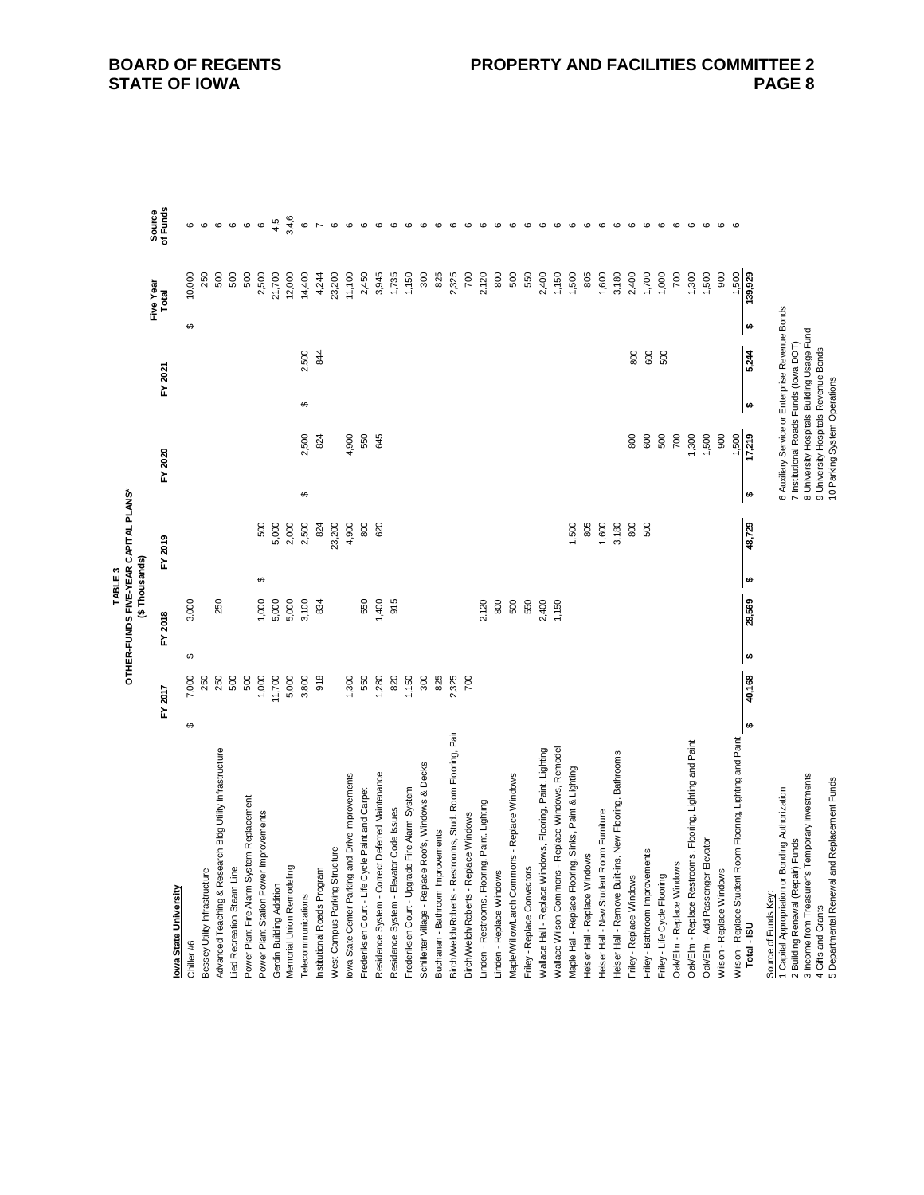**TABLE 3**
**OTHER-FUNDS FIVE-YEAR CAPITAL PLANS***
**($ Thousands)**

| Iowa State University | FY 2017 | FY 2018 | FY 2019 | FY 2020 | FY 2021 | Five Year Total | Source of Funds |
|---|---|---|---|---|---|---|---|
| Chiller #6 | $ 7,000 | $ 3,000 | | | | $ 10,000 | 6 |
| Bessey Utility Infrastructure | 250 | | | | | 250 | 6 |
| Advanced Teaching & Research Bldg Utility Infrastructure | 250 | 250 | | | | 500 | 6 |
| Lied Recreation Steam Line | 500 | | | | | 500 | 6 |
| Power Plant Fire Alarm System Replacement | 500 | | | | | 500 | 6 |
| Power Plant Station Power Improvements | 1,000 | 1,000 | $ 500 | | | 2,500 | 6 |
| Gerdin Building Addition | 11,700 | 5,000 | 5,000 | | | 21,700 | 4,5 |
| Memorial Union Remodeling | 5,000 | 5,000 | 2,000 | | | 12,000 | 3,4,6 |
| Telecommunications | 3,800 | 3,100 | 2,500 | $ 2,500 | $ 2,500 | 14,400 | 6 |
| Institutional Roads Program | 918 | 834 | 824 | 824 | 844 | 4,244 | 7 |
| West Campus Parking Structure | | | 23,200 | | | 23,200 | 6 |
| Iowa State Center Parking and Drive Improvements | 1,300 | | 4,900 | 4,900 | | 11,100 | 6 |
| Frederiksen Court - Life Cycle Paint and Carpet | 550 | 550 | 800 | 550 | | 2,450 | 6 |
| Residence System - Correct Deferred Maintenance | 1,280 | 1,400 | 620 | 645 | | 3,945 | 6 |
| Residence System - Elevator Code Issues | 820 | 915 | | | | 1,735 | 6 |
| Frederiksen Court - Upgrade Fire Alarm System | 1,150 | | | | | 1,150 | 6 |
| Schilletter Village - Replace Roofs, Windows & Decks | 300 | | | | | 300 | 6 |
| Buchanan - Bathroom Improvements | 825 | | | | | 825 | 6 |
| Birch/Welch/Roberts - Restrooms, Stud. Room Flooring, Pai | 2,325 | | | | | 2,325 | 6 |
| Birch/Welch/Roberts - Replace Windows | 700 | | | | | 700 | 6 |
| Linden - Restrooms, Flooring, Paint, Lighting | | 2,120 | | | | 2,120 | 6 |
| Linden - Replace Windows | | 800 | | | | 800 | 6 |
| Maple/Willow/Larch Commons - Replace Windows | | 500 | | | | 500 | 6 |
| Friley - Replace Convectors | | 550 | | | | 550 | 6 |
| Wallace Hall - Replace Windows, Flooring, Paint, Lighting | | 2,400 | | | | 2,400 | 6 |
| Wallace Wilson Commons - Replace Windows, Remodel | | 1,150 | | | | 1,150 | 6 |
| Maple Hall - Replace Flooring, Sinks, Paint & Lighting | | | 1,500 | | | 1,500 | 6 |
| Helser Hall - Replace Windows | | | 805 | | | 805 | 6 |
| Helser Hall - New Student Room Furniture | | | 1,600 | | | 1,600 | 6 |
| Helser Hall - Remove Built-ins, New Flooring, Bathrooms | | | 3,180 | | | 3,180 | 6 |
| Friley - Replace Windows | | | 800 | 800 | 800 | 2,400 | 6 |
| Friley - Bathroom Improvements | | | 500 | 600 | 600 | 1,700 | 6 |
| Friley - Life Cycle Flooring | | | | 500 | 500 | 1,000 | 6 |
| Oak/Elm - Replace Windows | | | | 700 | | 700 | 6 |
| Oak/Elm - Replace Restrooms, Flooring, Lighting and Paint | | | | 1,300 | | 1,300 | 6 |
| Oak/Elm - Add Passenger Elevator | | | | 1,500 | | 1,500 | 6 |
| Wilson - Replace Windows | | | | 900 | | 900 | 6 |
| Wilson - Replace Student Room Flooring, Lighting and Paint | | | | 1,500 | | 1,500 | 6 |
| **Total - ISU** | **$ 40,168** | **$ 28,569** | **$ 48,729** | **$ 17,219** | **$ 5,244** | **$ 139,929** | |

Source of Funds Key:
1 Capital Appropriation or Bonding Authorization
2 Building Renewal (Repair) Funds
3 Income from Treasurer's Temporary Investments
4 Gifts and Grants
5 Departmental Renewal and Replacement Funds
6 Auxiliary Service or Enterprise Revenue Bonds
7 Institutional Roads Funds (Iowa DOT)
8 University Hospitals Building Usage Fund
9 University Hospitals Revenue Bonds
10 Parking System Operations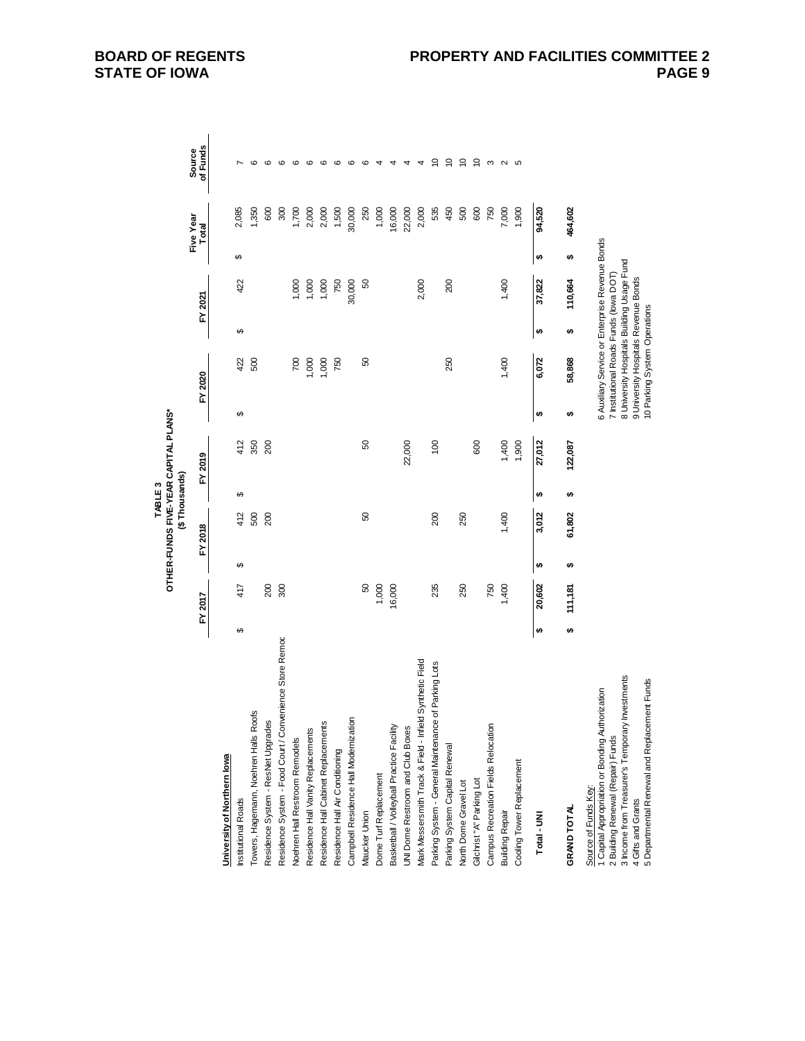**TABLE 3**
**OTHER-FUNDS FIVE-YEAR CAPITAL PLANS\***
**($ Thousands)**

| | FY 2017 | FY 2018 | FY 2019 | FY 2020 | FY 2021 | Five Year Total | Source of Funds |
|---|---|---|---|---|---|---|---|
| **University of Northern Iowa** | | | | | | | |
| Institutional Roads | $ 417 | $ 412 | $ 412 | $ 422 | $ 422 | $ 2,085 | 7 |
| Towers, Hagemann, Noehren Halls Roofs | | 500 | 350 | 500 | | 1,350 | 6 |
| Residence System - ResNet Upgrades | 200 | 200 | 200 | | | 600 | 6 |
| Residence System - Food Court / Convenience Store Remod | 300 | | | | | 300 | 6 |
| Noehren Hall Restroom Remodels | | | | 700 | 1,000 | 1,700 | 6 |
| Residence Hall Vanity Replacements | | | | 1,000 | 1,000 | 2,000 | 6 |
| Residence Hall Cabinet Replacements | | | | 1,000 | 1,000 | 2,000 | 6 |
| Residence Hall Air Conditioning | | | | 750 | 750 | 1,500 | 6 |
| Campbell Residence Hall Modernization | | | | | 30,000 | 30,000 | 6 |
| Maucker Union | 50 | 50 | 50 | 50 | 50 | 250 | 6 |
| Dome Turf Replacement | 1,000 | | | | | 1,000 | 4 |
| Basketball / Volleyball Practice Facility | 16,000 | | | | | 16,000 | 4 |
| UNI Dome Restroom and Club Boxes | | | 22,000 | | | 22,000 | 4 |
| Mark Messersmith Track & Field - Infield Synthetic Field | | | | | 2,000 | 2,000 | 4 |
| Parking System - General Maintenance of Parking Lots | 235 | 200 | 100 | | | 535 | 10 |
| Parking System Capital Renewal | | | | 250 | 200 | 450 | 10 |
| North Dome Gravel Lot | 250 | 250 | | | | 500 | 10 |
| Gilchrist "A" Parking Lot | | | 600 | | | 600 | 10 |
| Campus Recreation Fields Relocation | 750 | | | | | 750 | 3 |
| Building Repair | 1,400 | 1,400 | 1,400 | 1,400 | 1,400 | 7,000 | 2 |
| Cooling Tower Replacement | | | 1,900 | | | 1,900 | 5 |
| **Total - UNI** | **$ 20,602** | **$ 3,012** | **$ 27,012** | **$ 6,072** | **$ 37,822** | **$ 94,520** | |
| **GRAND TOTAL** | **$ 111,181** | **$ 61,802** | **$ 122,087** | **$ 58,868** | **$ 110,664** | **$ 464,602** | |

Source of Funds Key:

1 Capital Appropriation or Bonding Authorization
2 Building Renewal (Repair) Funds
3 Income from Treasurer's Temporary Investments
4 Gifts and Grants
5 Departmental Renewal and Replacement Funds
6 Auxiliary Service or Enterprise Revenue Bonds
7 Institutional Roads Funds (Iowa DOT)
8 University Hospitals Building Usage Fund
9 University Hospitals Revenue Bonds
10 Parking System Operations